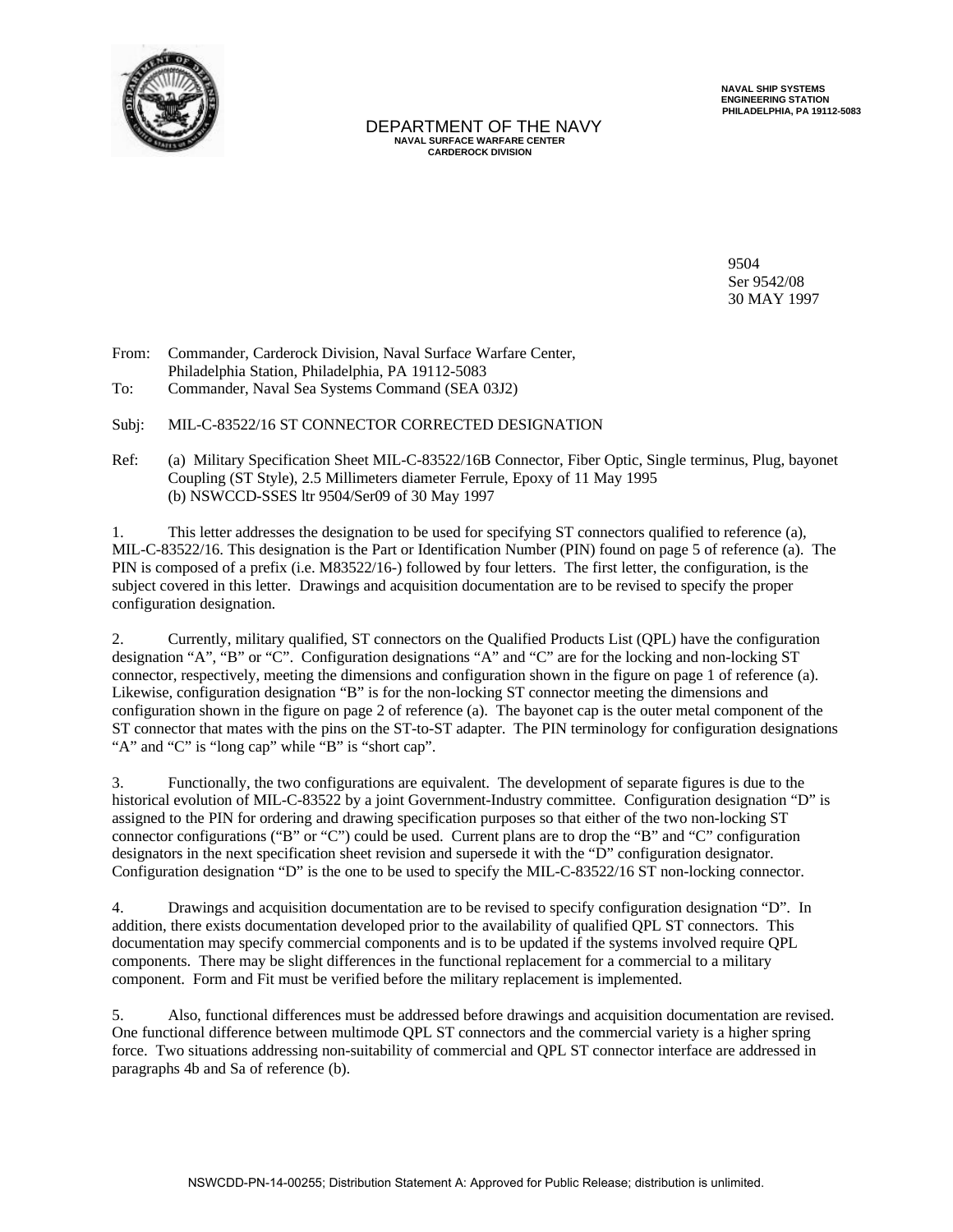NAVAL SHIP SYSTEMS
ENGINEERING STATION
PHILADELPHIA, PA 19112-5083

DEPARTMENT OF THE NAVY
NAVAL SURFACE WARFARE CENTER
CARDEROCK DIVISION

9504
Ser 9542/08
30 MAY 1997

From: Commander, Carderock Division, Naval Surface Warfare Center, Philadelphia Station, Philadelphia, PA 19112-5083
To: Commander, Naval Sea Systems Command (SEA 03J2)

Subj: MIL-C-83522/16 ST CONNECTOR CORRECTED DESIGNATION

Ref: (a) Military Specification Sheet MIL-C-83522/16B Connector, Fiber Optic, Single terminus, Plug, bayonet Coupling (ST Style), 2.5 Millimeters diameter Ferrule, Epoxy of 11 May 1995
(b) NSWCCD-SSES ltr 9504/Ser09 of 30 May 1997

1. This letter addresses the designation to be used for specifying ST connectors qualified to reference (a), MIL-C-83522/16. This designation is the Part or Identification Number (PIN) found on page 5 of reference (a). The PIN is composed of a prefix (i.e. M83522/16-) followed by four letters. The first letter, the configuration, is the subject covered in this letter. Drawings and acquisition documentation are to be revised to specify the proper configuration designation.

2. Currently, military qualified, ST connectors on the Qualified Products List (QPL) have the configuration designation "A", "B" or "C". Configuration designations "A" and "C" are for the locking and non-locking ST connector, respectively, meeting the dimensions and configuration shown in the figure on page 1 of reference (a). Likewise, configuration designation "B" is for the non-locking ST connector meeting the dimensions and configuration shown in the figure on page 2 of reference (a). The bayonet cap is the outer metal component of the ST connector that mates with the pins on the ST-to-ST adapter. The PIN terminology for configuration designations "A" and "C" is "long cap" while "B" is "short cap".

3. Functionally, the two configurations are equivalent. The development of separate figures is due to the historical evolution of MIL-C-83522 by a joint Government-Industry committee. Configuration designation "D" is assigned to the PIN for ordering and drawing specification purposes so that either of the two non-locking ST connector configurations ("B" or "C") could be used. Current plans are to drop the "B" and "C" configuration designators in the next specification sheet revision and supersede it with the "D" configuration designator. Configuration designation "D" is the one to be used to specify the MIL-C-83522/16 ST non-locking connector.

4. Drawings and acquisition documentation are to be revised to specify configuration designation "D". In addition, there exists documentation developed prior to the availability of qualified QPL ST connectors. This documentation may specify commercial components and is to be updated if the systems involved require QPL components. There may be slight differences in the functional replacement for a commercial to a military component. Form and Fit must be verified before the military replacement is implemented.

5. Also, functional differences must be addressed before drawings and acquisition documentation are revised. One functional difference between multimode QPL ST connectors and the commercial variety is a higher spring force. Two situations addressing non-suitability of commercial and QPL ST connector interface are addressed in paragraphs 4b and Sa of reference (b).

NSWCDD-PN-14-00255; Distribution Statement A: Approved for Public Release; distribution is unlimited.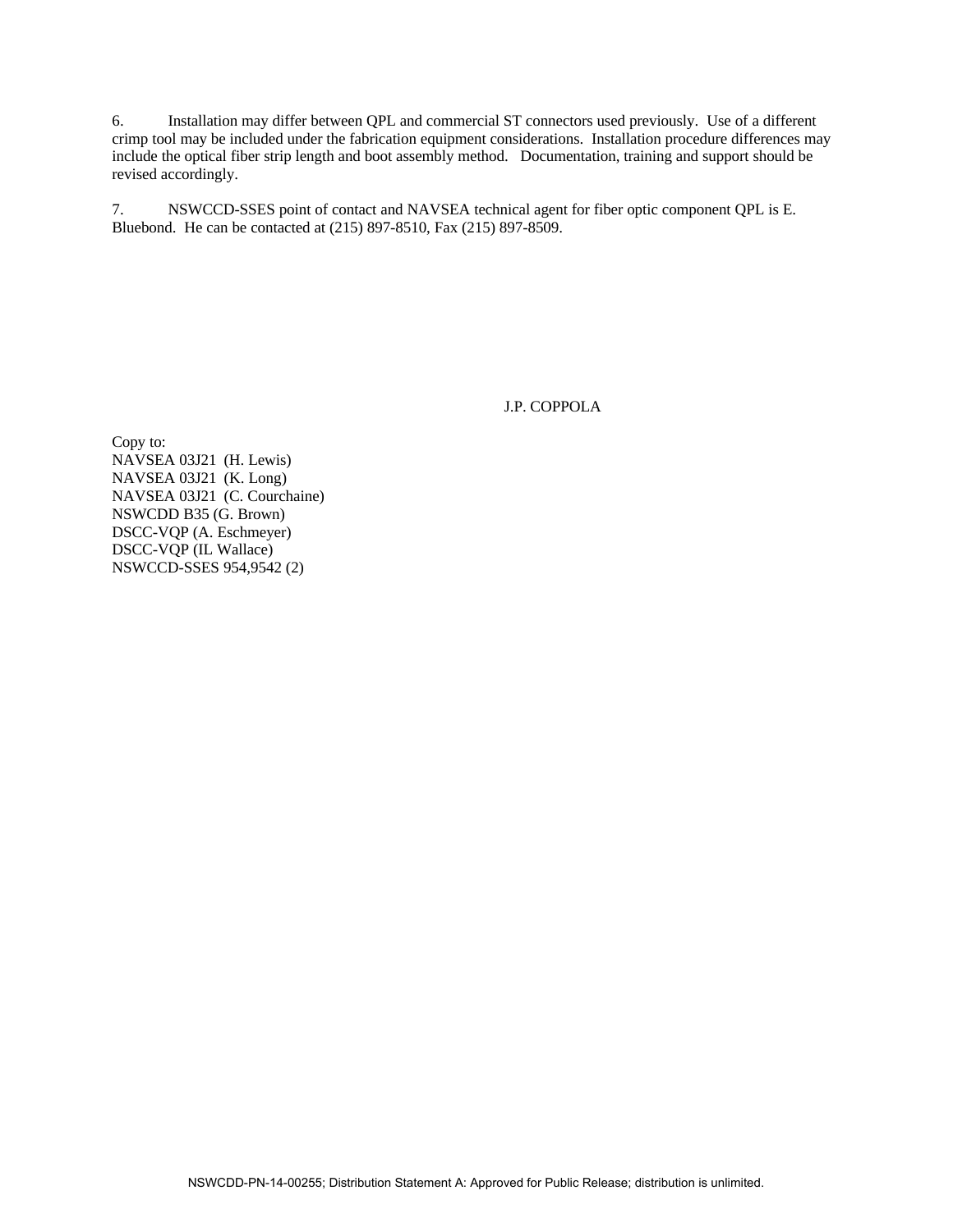6. Installation may differ between QPL and commercial ST connectors used previously. Use of a different crimp tool may be included under the fabrication equipment considerations. Installation procedure differences may include the optical fiber strip length and boot assembly method. Documentation, training and support should be revised accordingly.

7. NSWCCD-SSES point of contact and NAVSEA technical agent for fiber optic component QPL is E. Bluebond. He can be contacted at (215) 897-8510, Fax (215) 897-8509.

J.P. COPPOLA

Copy to:
NAVSEA 03J21 (H. Lewis)
NAVSEA 03J21 (K. Long)
NAVSEA 03J21 (C. Courchaine)
NSWCDD B35 (G. Brown)
DSCC-VQP (A. Eschmeyer)
DSCC-VQP (IL Wallace)
NSWCCD-SSES 954,9542 (2)

NSWCDD-PN-14-00255; Distribution Statement A: Approved for Public Release; distribution is unlimited.